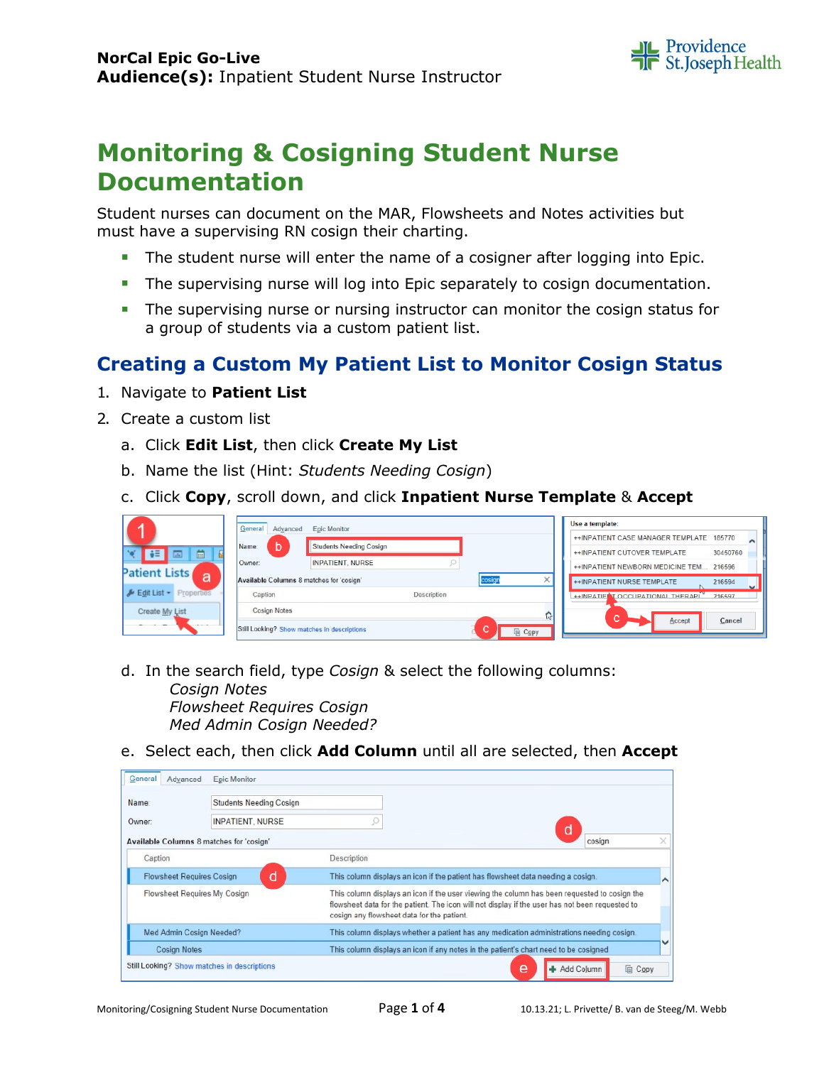**NorCal Epic Go-Live**
**Audience(s):** Inpatient Student Nurse Instructor

# Monitoring & Cosigning Student Nurse Documentation

Student nurses can document on the MAR, Flowsheets and Notes activities but must have a supervising RN cosign their charting.

- The student nurse will enter the name of a cosigner after logging into Epic.
- The supervising nurse will log into Epic separately to cosign documentation.
- The supervising nurse or nursing instructor can monitor the cosign status for a group of students via a custom patient list.

## Creating a Custom My Patient List to Monitor Cosign Status

1. Navigate to **Patient List**
2. Create a custom list
   a. Click **Edit List**, then click **Create My List**
   b. Name the list (Hint: *Students Needing Cosign*)
   c. Click **Copy**, scroll down, and click **Inpatient Nurse Template** & **Accept**
   d. In the search field, type *Cosign* & select the following columns:
      *Cosign Notes*
      *Flowsheet Requires Cosign*
      *Med Admin Cosign Needed?*
   e. Select each, then click **Add Column** until all are selected, then **Accept**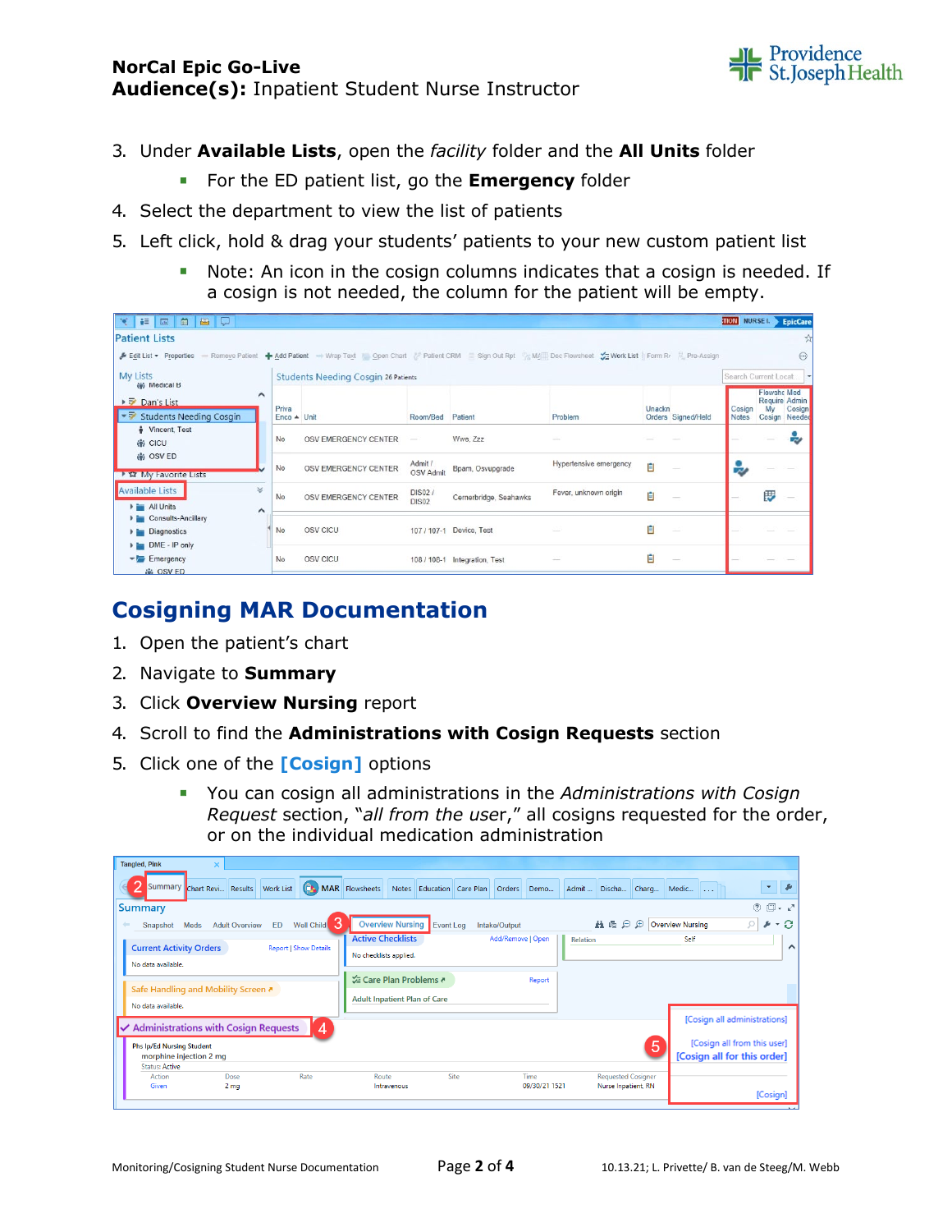3. Under **Available Lists**, open the *facility* folder and the **All Units** folder
   - For the ED patient list, go the **Emergency** folder
4. Select the department to view the list of patients
5. Left click, hold & drag your students' patients to your new custom patient list
   - Note: An icon in the cosign columns indicates that a cosign is needed. If a cosign is not needed, the column for the patient will be empty.

## Cosigning MAR Documentation

1. Open the patient's chart
2. Navigate to **Summary**
3. Click **Overview Nursing** report
4. Scroll to find the **Administrations with Cosign Requests** section
5. Click one of the **[Cosign]** options
   - You can cosign all administrations in the *Administrations with Cosign Request* section, "*all from the user*," all cosigns requested for the order, or on the individual medication administration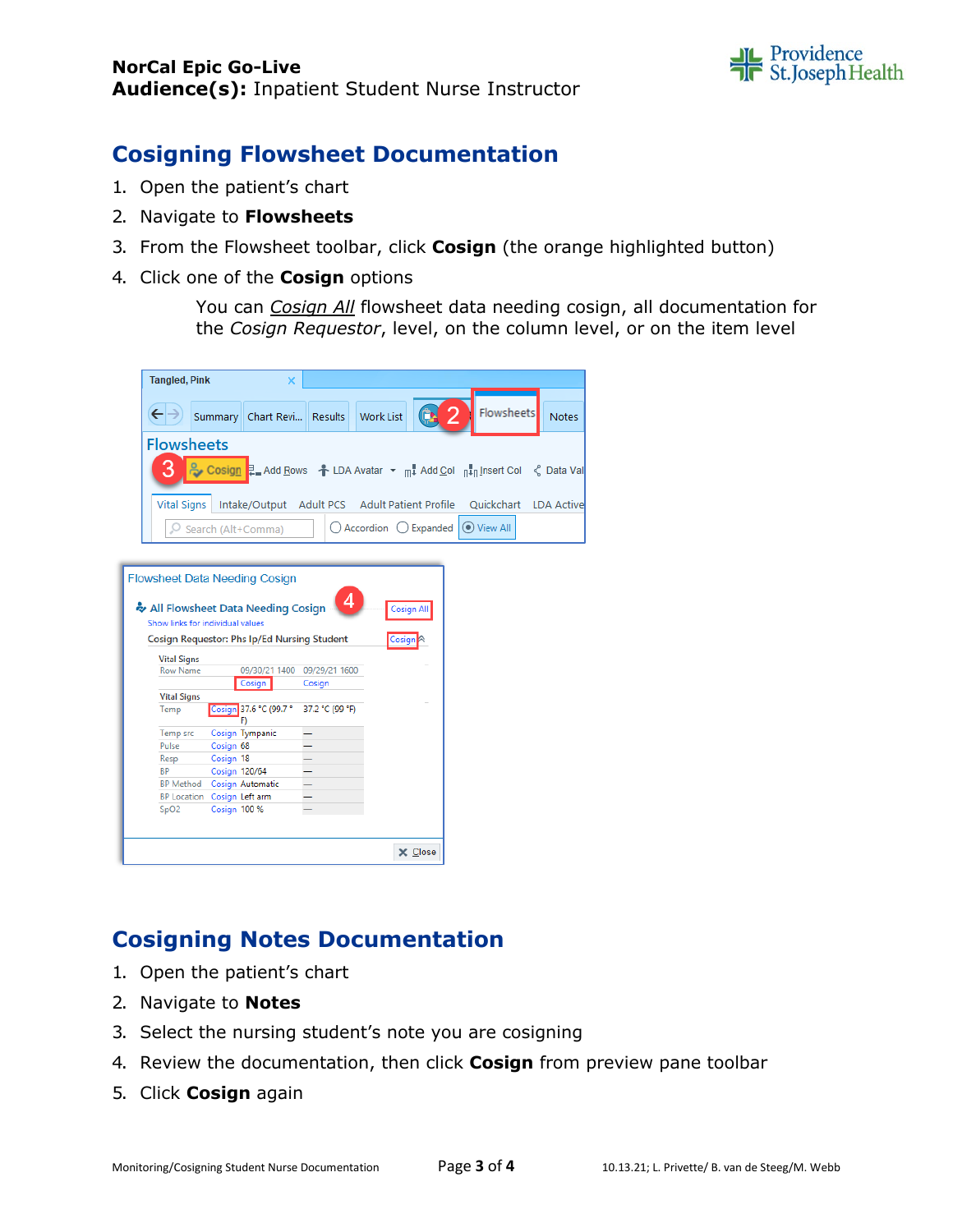## Cosigning Flowsheet Documentation

1. Open the patient's chart
2. Navigate to **Flowsheets**
3. From the Flowsheet toolbar, click **Cosign** (the orange highlighted button)
4. Click one of the **Cosign** options

   You can *Cosign All* flowsheet data needing cosign, all documentation for the *Cosign Requestor*, level, on the column level, or on the item level

## Cosigning Notes Documentation

1. Open the patient's chart
2. Navigate to **Notes**
3. Select the nursing student's note you are cosigning
4. Review the documentation, then click **Cosign** from preview pane toolbar
5. Click **Cosign** again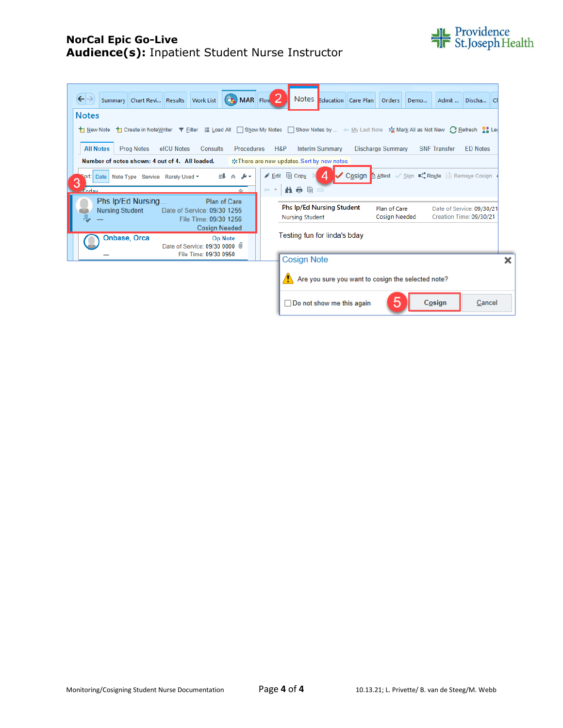Notes

Phs Ip/Ed Nursing Student
Nursing Student
Plan of Care
Cosign Needed
Date of Service: 09/30/21
Creation Time: 09/30/21

Testing fun for linda's bday

**Cosign Note**

Are you sure you want to cosign the selected note?

Do not show me this again

Cosign

Cancel